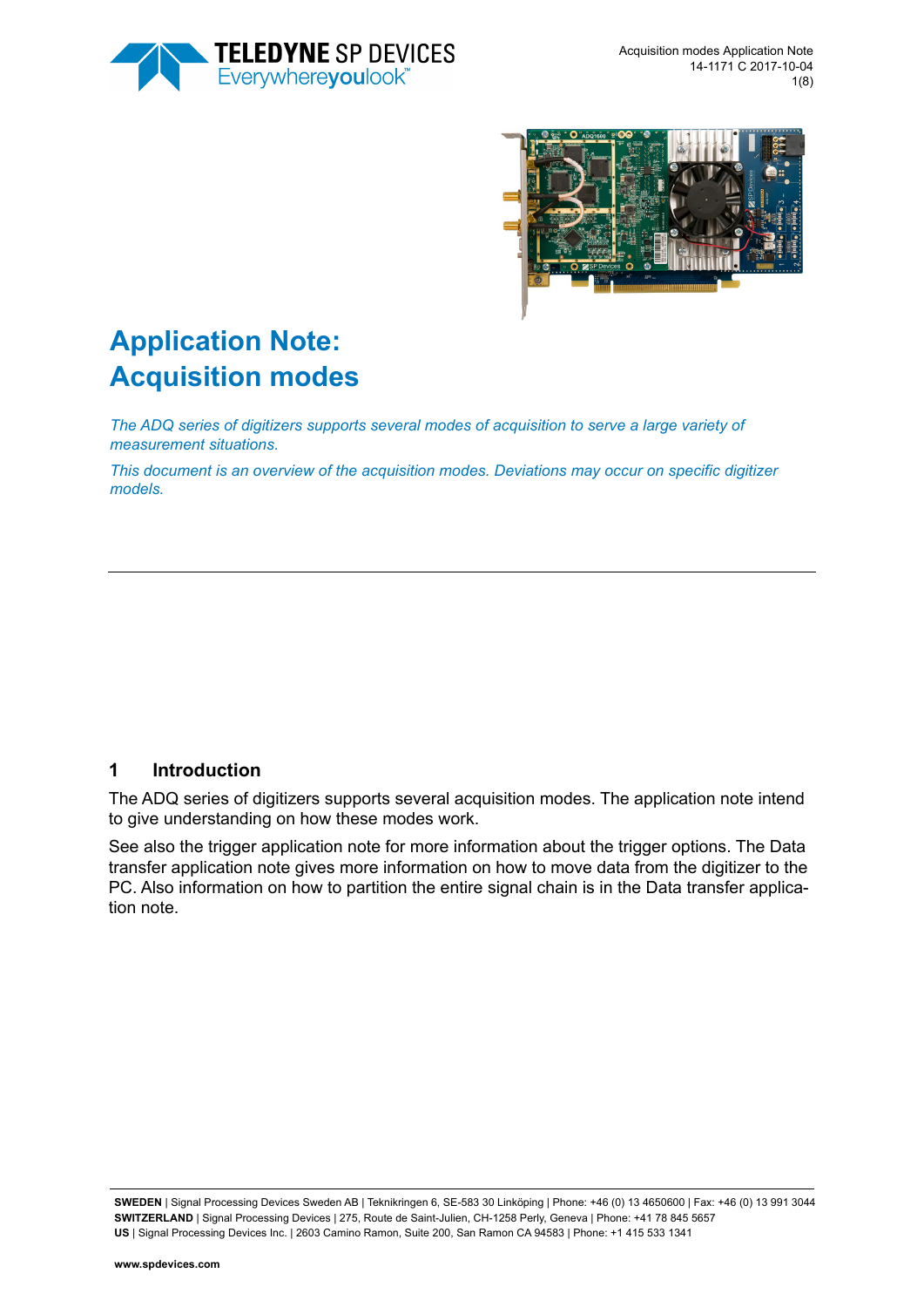# Application Note: Acquisition modes

*The ADQ series of digitizers supports several modes of acquisition to serve a large variety of measurement situations.*

*This document is an overview of the acquisition modes. Deviations may occur on specific digitizer models.*

## 1 Introduction

The ADQ series of digitizers supports several acquisition modes. The application note intend to give understanding on how these modes work.

See also the trigger application note for more information about the trigger options. The Data transfer application note gives more information on how to move data from the digitizer to the PC. Also information on how to partition the entire signal chain is in the Data transfer application note.

**SWEDEN** | Signal Processing Devices Sweden AB | Teknikringen 6, SE-583 30 Linköping | Phone: +46 (0) 13 4650600 | Fax: +46 (0) 13 991 3044
**SWITZERLAND** | Signal Processing Devices | 275, Route de Saint-Julien, CH-1258 Perly, Geneva | Phone: +41 78 845 5657
**US** | Signal Processing Devices Inc. | 2603 Camino Ramon, Suite 200, San Ramon CA 94583 | Phone: +1 415 533 1341

**www.spdevices.com**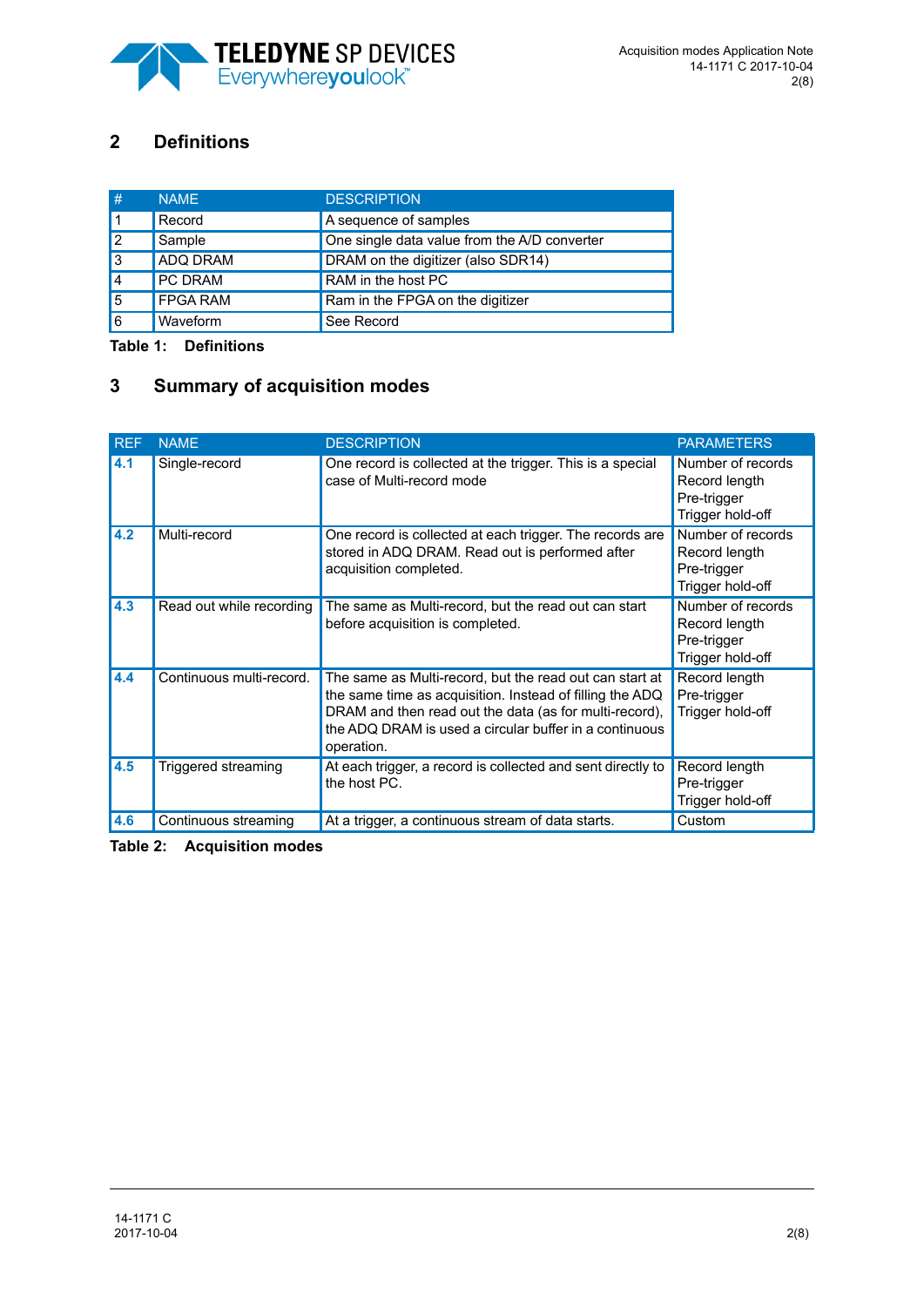## 2 Definitions

| # | NAME | DESCRIPTION |
|---|---|---|
| 1 | Record | A sequence of samples |
| 2 | Sample | One single data value from the A/D converter |
| 3 | ADQ DRAM | DRAM on the digitizer (also SDR14) |
| 4 | PC DRAM | RAM in the host PC |
| 5 | FPGA RAM | Ram in the FPGA on the digitizer |
| 6 | Waveform | See Record |

**Table 1: Definitions**

## 3 Summary of acquisition modes

| REF | NAME | DESCRIPTION | PARAMETERS |
|---|---|---|---|
| 4.1 | Single-record | One record is collected at the trigger. This is a special case of Multi-record mode | Number of records<br>Record length<br>Pre-trigger<br>Trigger hold-off |
| 4.2 | Multi-record | One record is collected at each trigger. The records are stored in ADQ DRAM. Read out is performed after acquisition completed. | Number of records<br>Record length<br>Pre-trigger<br>Trigger hold-off |
| 4.3 | Read out while recording | The same as Multi-record, but the read out can start before acquisition is completed. | Number of records<br>Record length<br>Pre-trigger<br>Trigger hold-off |
| 4.4 | Continuous multi-record. | The same as Multi-record, but the read out can start at the same time as acquisition. Instead of filling the ADQ DRAM and then read out the data (as for multi-record), the ADQ DRAM is used a circular buffer in a continuous operation. | Record length<br>Pre-trigger<br>Trigger hold-off |
| 4.5 | Triggered streaming | At each trigger, a record is collected and sent directly to the host PC. | Record length<br>Pre-trigger<br>Trigger hold-off |
| 4.6 | Continuous streaming | At a trigger, a continuous stream of data starts. | Custom |

**Table 2: Acquisition modes**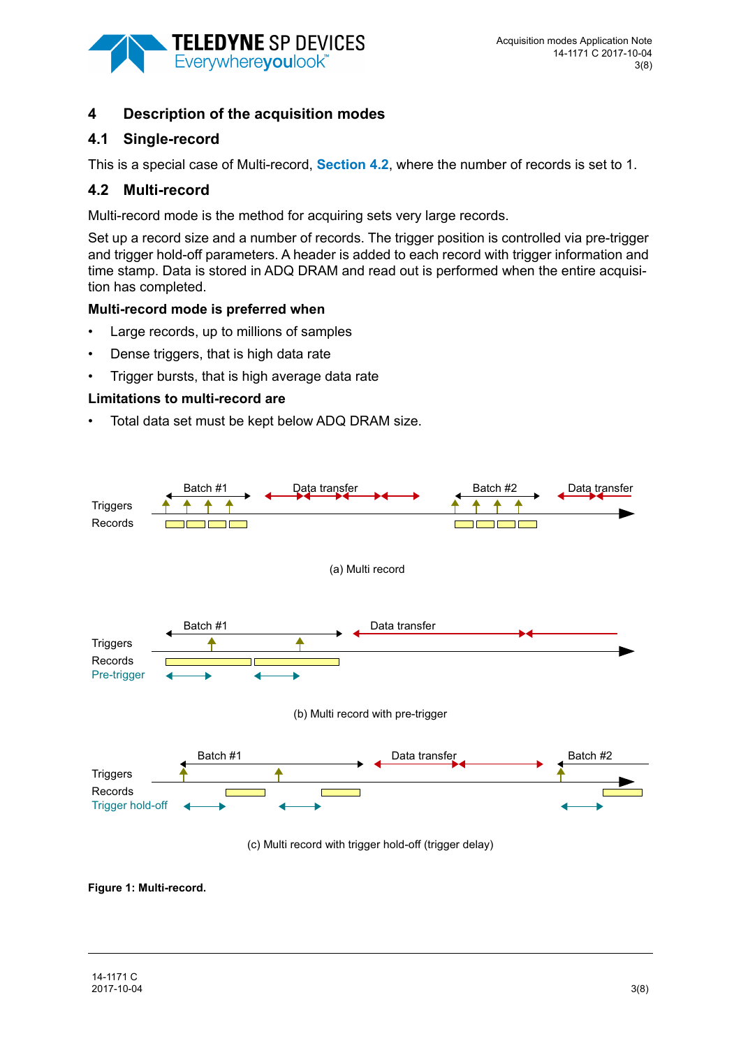# 4 Description of the acquisition modes

## 4.1 Single-record

This is a special case of Multi-record, **Section 4.2**, where the number of records is set to 1.

## 4.2 Multi-record

Multi-record mode is the method for acquiring sets very large records.

Set up a record size and a number of records. The trigger position is controlled via pre-trigger and trigger hold-off parameters. A header is added to each record with trigger information and time stamp. Data is stored in ADQ DRAM and read out is performed when the entire acquisition has completed.

**Multi-record mode is preferred when**

- Large records, up to millions of samples
- Dense triggers, that is high data rate
- Trigger bursts, that is high average data rate

**Limitations to multi-record are**

- Total data set must be kept below ADQ DRAM size.

(a) Multi record

(b) Multi record with pre-trigger

(c) Multi record with trigger hold-off (trigger delay)

**Figure 1: Multi-record.**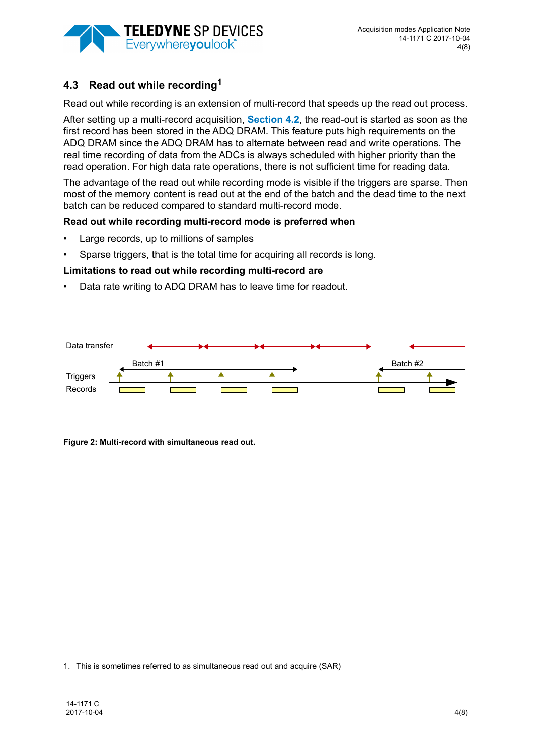## 4.3 Read out while recording[1]

Read out while recording is an extension of multi-record that speeds up the read out process.

After setting up a multi-record acquisition, **Section 4.2**, the read-out is started as soon as the first record has been stored in the ADQ DRAM. This feature puts high requirements on the ADQ DRAM since the ADQ DRAM has to alternate between read and write operations. The real time recording of data from the ADCs is always scheduled with higher priority than the read operation. For high data rate operations, there is not sufficient time for reading data.

The advantage of the read out while recording mode is visible if the triggers are sparse. Then most of the memory content is read out at the end of the batch and the dead time to the next batch can be reduced compared to standard multi-record mode.

**Read out while recording multi-record mode is preferred when**

- Large records, up to millions of samples
- Sparse triggers, that is the total time for acquiring all records is long.

**Limitations to read out while recording multi-record are**

- Data rate writing to ADQ DRAM has to leave time for readout.

Data transfer

Batch #1

Batch #2

Triggers

Records

**Figure 2: Multi-record with simultaneous read out.**

1. This is sometimes referred to as simultaneous read out and acquire (SAR)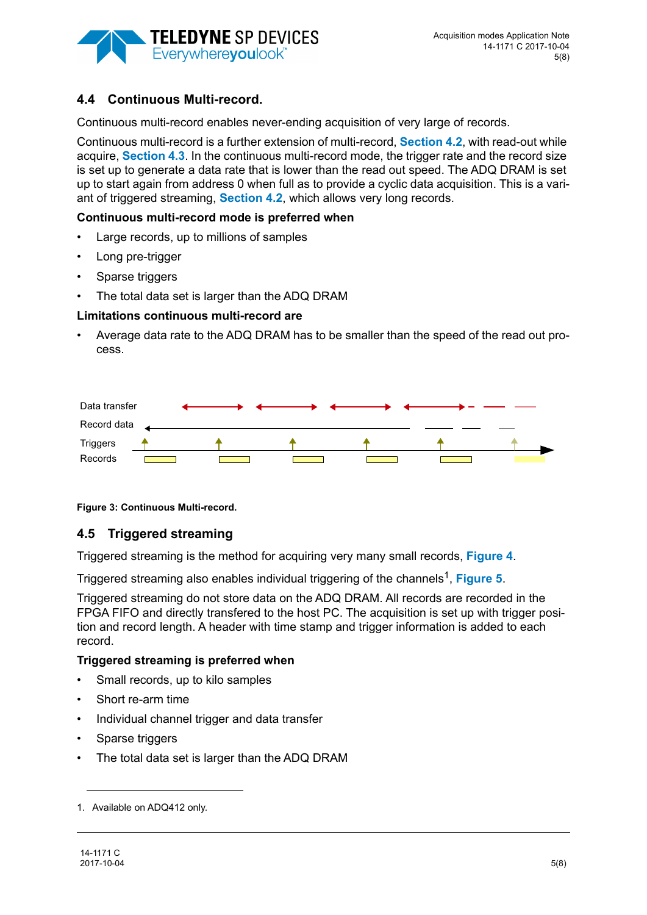## 4.4 Continuous Multi-record.

Continuous multi-record enables never-ending acquisition of very large of records.

Continuous multi-record is a further extension of multi-record, **Section 4.2**, with read-out while acquire, **Section 4.3**. In the continuous multi-record mode, the trigger rate and the record size is set up to generate a data rate that is lower than the read out speed. The ADQ DRAM is set up to start again from address 0 when full as to provide a cyclic data acquisition. This is a variant of triggered streaming, **Section 4.2**, which allows very long records.

**Continuous multi-record mode is preferred when**

- Large records, up to millions of samples
- Long pre-trigger
- Sparse triggers
- The total data set is larger than the ADQ DRAM

**Limitations continuous multi-record are**

- Average data rate to the ADQ DRAM has to be smaller than the speed of the read out process.

Data transfer

Record data

Triggers

Records

**Figure 3: Continuous Multi-record.**

## 4.5 Triggered streaming

Triggered streaming is the method for acquiring very many small records, **Figure 4**.

Triggered streaming also enables individual triggering of the channels[1], **Figure 5**.

Triggered streaming do not store data on the ADQ DRAM. All records are recorded in the FPGA FIFO and directly transfered to the host PC. The acquisition is set up with trigger position and record length. A header with time stamp and trigger information is added to each record.

**Triggered streaming is preferred when**

- Small records, up to kilo samples
- Short re-arm time
- Individual channel trigger and data transfer
- Sparse triggers
- The total data set is larger than the ADQ DRAM

1. Available on ADQ412 only.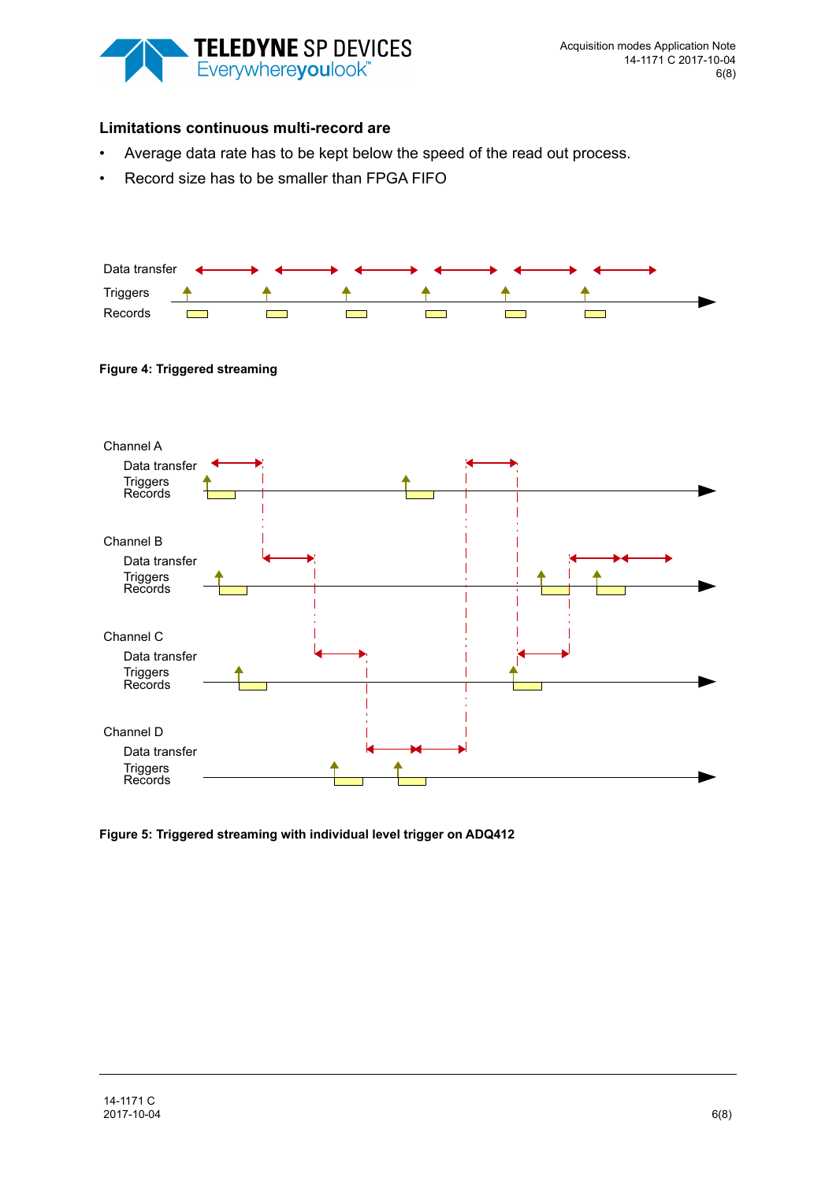**Limitations continuous multi-record are**

- Average data rate has to be kept below the speed of the read out process.
- Record size has to be smaller than FPGA FIFO

**Figure 4: Triggered streaming**

**Figure 5: Triggered streaming with individual level trigger on ADQ412**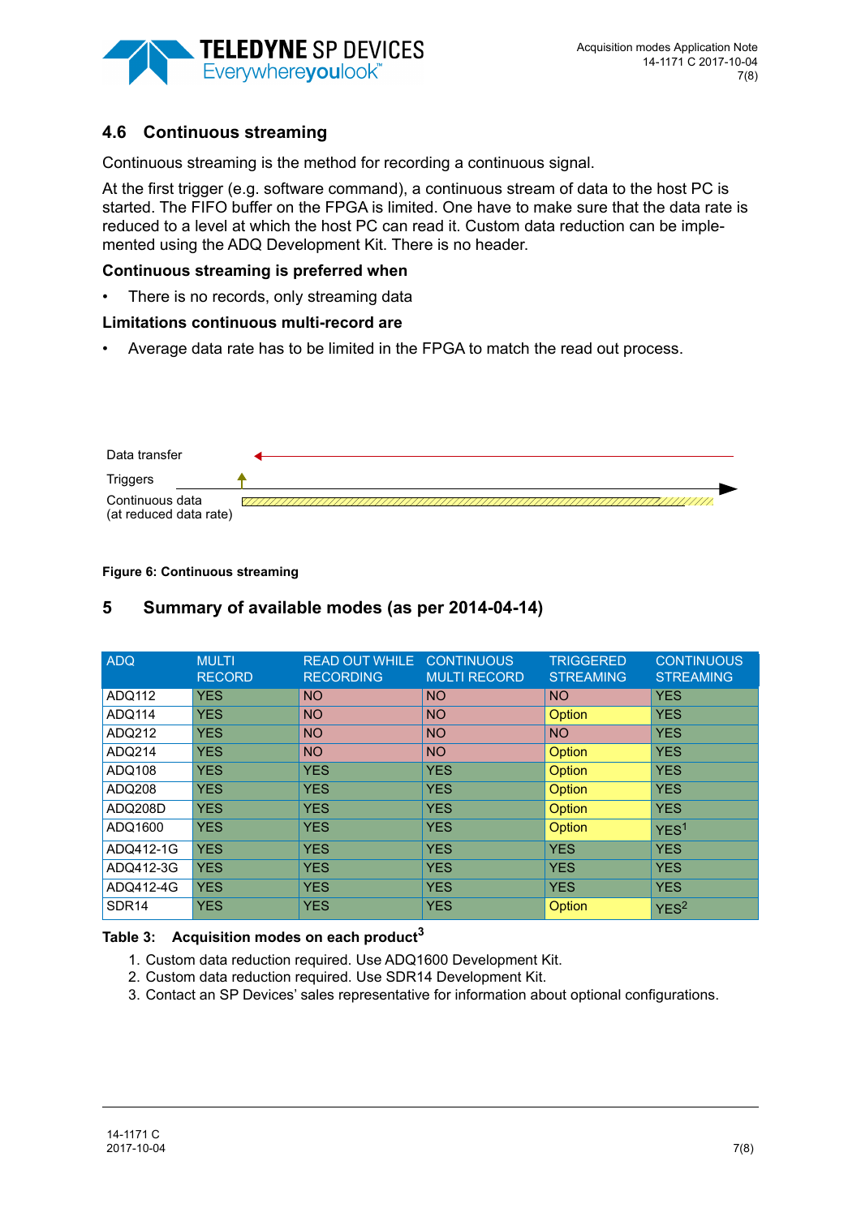## 4.6 Continuous streaming

Continuous streaming is the method for recording a continuous signal.

At the first trigger (e.g. software command), a continuous stream of data to the host PC is started. The FIFO buffer on the FPGA is limited. One have to make sure that the data rate is reduced to a level at which the host PC can read it. Custom data reduction can be implemented using the ADQ Development Kit. There is no header.

**Continuous streaming is preferred when**

- There is no records, only streaming data

**Limitations continuous multi-record are**

- Average data rate has to be limited in the FPGA to match the read out process.

Data transfer

Triggers

Continuous data
(at reduced data rate)

**Figure 6: Continuous streaming**

# 5 Summary of available modes (as per 2014-04-14)

| ADQ | MULTI RECORD | READ OUT WHILE RECORDING | CONTINUOUS MULTI RECORD | TRIGGERED STREAMING | CONTINUOUS STREAMING |
|---|---|---|---|---|---|
| ADQ112 | YES | NO | NO | NO | YES |
| ADQ114 | YES | NO | NO | Option | YES |
| ADQ212 | YES | NO | NO | NO | YES |
| ADQ214 | YES | NO | NO | Option | YES |
| ADQ108 | YES | YES | YES | Option | YES |
| ADQ208 | YES | YES | YES | Option | YES |
| ADQ208D | YES | YES | YES | Option | YES |
| ADQ1600 | YES | YES | YES | Option | YES[1] |
| ADQ412-1G | YES | YES | YES | YES | YES |
| ADQ412-3G | YES | YES | YES | YES | YES |
| ADQ412-4G | YES | YES | YES | YES | YES |
| SDR14 | YES | YES | YES | Option | YES[2] |

**Table 3: Acquisition modes on each product[3]**

1. Custom data reduction required. Use ADQ1600 Development Kit.
2. Custom data reduction required. Use SDR14 Development Kit.
3. Contact an SP Devices' sales representative for information about optional configurations.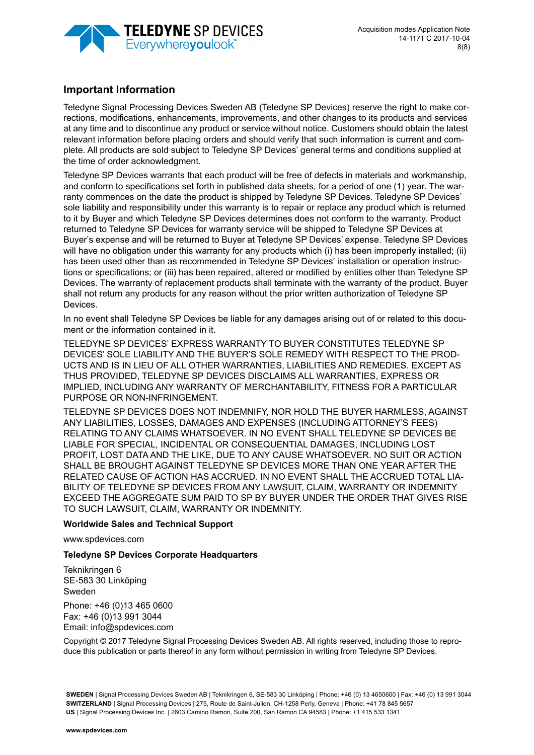## Important Information

Teledyne Signal Processing Devices Sweden AB (Teledyne SP Devices) reserve the right to make corrections, modifications, enhancements, improvements, and other changes to its products and services at any time and to discontinue any product or service without notice. Customers should obtain the latest relevant information before placing orders and should verify that such information is current and complete. All products are sold subject to Teledyne SP Devices' general terms and conditions supplied at the time of order acknowledgment.

Teledyne SP Devices warrants that each product will be free of defects in materials and workmanship, and conform to specifications set forth in published data sheets, for a period of one (1) year. The warranty commences on the date the product is shipped by Teledyne SP Devices. Teledyne SP Devices' sole liability and responsibility under this warranty is to repair or replace any product which is returned to it by Buyer and which Teledyne SP Devices determines does not conform to the warranty. Product returned to Teledyne SP Devices for warranty service will be shipped to Teledyne SP Devices at Buyer's expense and will be returned to Buyer at Teledyne SP Devices' expense. Teledyne SP Devices will have no obligation under this warranty for any products which (i) has been improperly installed; (ii) has been used other than as recommended in Teledyne SP Devices' installation or operation instructions or specifications; or (iii) has been repaired, altered or modified by entities other than Teledyne SP Devices. The warranty of replacement products shall terminate with the warranty of the product. Buyer shall not return any products for any reason without the prior written authorization of Teledyne SP Devices.

In no event shall Teledyne SP Devices be liable for any damages arising out of or related to this document or the information contained in it.

TELEDYNE SP DEVICES' EXPRESS WARRANTY TO BUYER CONSTITUTES TELEDYNE SP DEVICES' SOLE LIABILITY AND THE BUYER'S SOLE REMEDY WITH RESPECT TO THE PRODUCTS AND IS IN LIEU OF ALL OTHER WARRANTIES, LIABILITIES AND REMEDIES. EXCEPT AS THUS PROVIDED, TELEDYNE SP DEVICES DISCLAIMS ALL WARRANTIES, EXPRESS OR IMPLIED, INCLUDING ANY WARRANTY OF MERCHANTABILITY, FITNESS FOR A PARTICULAR PURPOSE OR NON-INFRINGEMENT.

TELEDYNE SP DEVICES DOES NOT INDEMNIFY, NOR HOLD THE BUYER HARMLESS, AGAINST ANY LIABILITIES, LOSSES, DAMAGES AND EXPENSES (INCLUDING ATTORNEY'S FEES) RELATING TO ANY CLAIMS WHATSOEVER. IN NO EVENT SHALL TELEDYNE SP DEVICES BE LIABLE FOR SPECIAL, INCIDENTAL OR CONSEQUENTIAL DAMAGES, INCLUDING LOST PROFIT, LOST DATA AND THE LIKE, DUE TO ANY CAUSE WHATSOEVER. NO SUIT OR ACTION SHALL BE BROUGHT AGAINST TELEDYNE SP DEVICES MORE THAN ONE YEAR AFTER THE RELATED CAUSE OF ACTION HAS ACCRUED. IN NO EVENT SHALL THE ACCRUED TOTAL LIABILITY OF TELEDYNE SP DEVICES FROM ANY LAWSUIT, CLAIM, WARRANTY OR INDEMNITY EXCEED THE AGGREGATE SUM PAID TO SP BY BUYER UNDER THE ORDER THAT GIVES RISE TO SUCH LAWSUIT, CLAIM, WARRANTY OR INDEMNITY.

**Worldwide Sales and Technical Support**

www.spdevices.com

**Teledyne SP Devices Corporate Headquarters**

Teknikringen 6
SE-583 30 Linköping
Sweden

Phone: +46 (0)13 465 0600
Fax: +46 (0)13 991 3044
Email: info@spdevices.com

Copyright © 2017 Teledyne Signal Processing Devices Sweden AB. All rights reserved, including those to reproduce this publication or parts thereof in any form without permission in writing from Teledyne SP Devices.